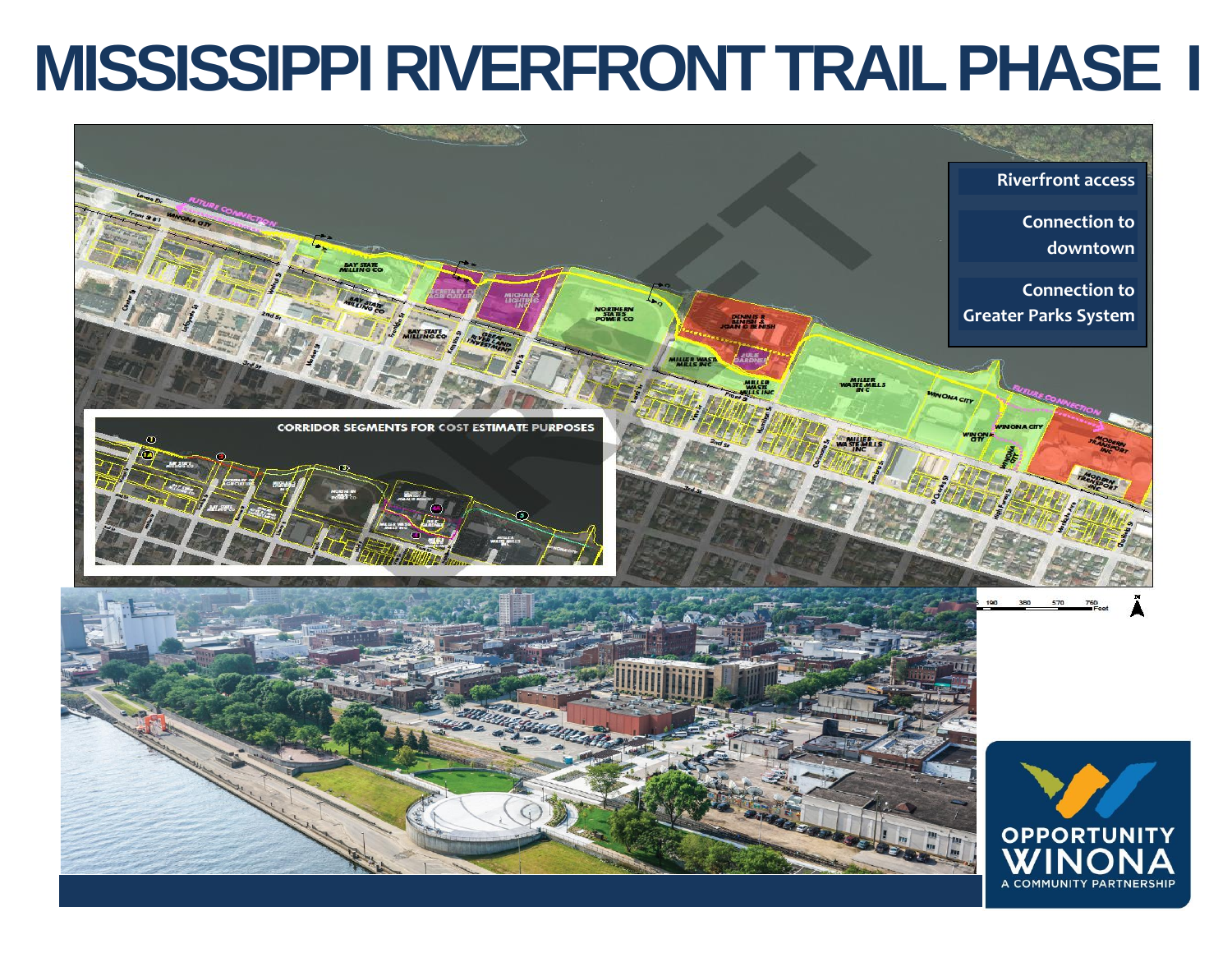# MISSISSIPPI RIVERFRONT TRAIL PHASE I

Riverfront access

Connection to downtown

Connection to Greater Parks System

CORRIDOR SEGMENTS FOR COST ESTIMATE PURPOSES

OPPORTUNITY WINONA

A COMMUNITY PARTNERSHIP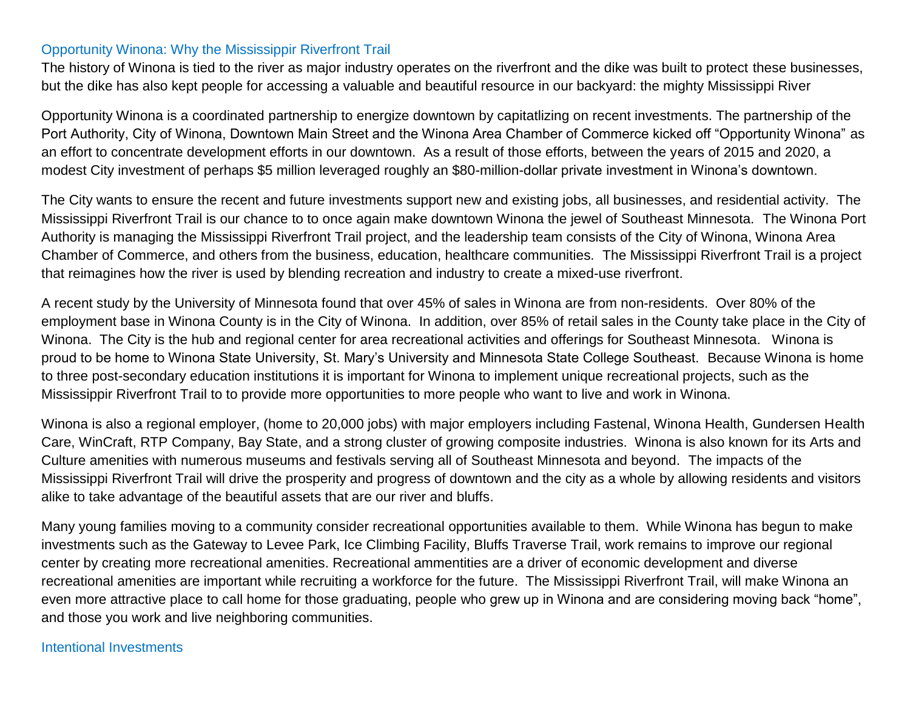## Opportunity Winona: Why the Mississippir Riverfront Trail

The history of Winona is tied to the river as major industry operates on the riverfront and the dike was built to protect these businesses, but the dike has also kept people for accessing a valuable and beautiful resource in our backyard: the mighty Mississippi River

Opportunity Winona is a coordinated partnership to energize downtown by capitatlizing on recent investments. The partnership of the Port Authority, City of Winona, Downtown Main Street and the Winona Area Chamber of Commerce kicked off "Opportunity Winona" as an effort to concentrate development efforts in our downtown. As a result of those efforts, between the years of 2015 and 2020, a modest City investment of perhaps $5 million leveraged roughly an $80-million-dollar private investment in Winona's downtown.

The City wants to ensure the recent and future investments support new and existing jobs, all businesses, and residential activity. The Mississippi Riverfront Trail is our chance to to once again make downtown Winona the jewel of Southeast Minnesota. The Winona Port Authority is managing the Mississippi Riverfront Trail project, and the leadership team consists of the City of Winona, Winona Area Chamber of Commerce, and others from the business, education, healthcare communities. The Mississippi Riverfront Trail is a project that reimagines how the river is used by blending recreation and industry to create a mixed-use riverfront.

A recent study by the University of Minnesota found that over 45% of sales in Winona are from non-residents. Over 80% of the employment base in Winona County is in the City of Winona. In addition, over 85% of retail sales in the County take place in the City of Winona. The City is the hub and regional center for area recreational activities and offerings for Southeast Minnesota. Winona is proud to be home to Winona State University, St. Mary's University and Minnesota State College Southeast. Because Winona is home to three post-secondary education institutions it is important for Winona to implement unique recreational projects, such as the Mississippir Riverfront Trail to to provide more opportunities to more people who want to live and work in Winona.

Winona is also a regional employer, (home to 20,000 jobs) with major employers including Fastenal, Winona Health, Gundersen Health Care, WinCraft, RTP Company, Bay State, and a strong cluster of growing composite industries. Winona is also known for its Arts and Culture amenities with numerous museums and festivals serving all of Southeast Minnesota and beyond. The impacts of the Mississippi Riverfront Trail will drive the prosperity and progress of downtown and the city as a whole by allowing residents and visitors alike to take advantage of the beautiful assets that are our river and bluffs.

Many young families moving to a community consider recreational opportunities available to them. While Winona has begun to make investments such as the Gateway to Levee Park, Ice Climbing Facility, Bluffs Traverse Trail, work remains to improve our regional center by creating more recreational amenities. Recreational ammentities are a driver of economic development and diverse recreational amenities are important while recruiting a workforce for the future. The Mississippi Riverfront Trail, will make Winona an even more attractive place to call home for those graduating, people who grew up in Winona and are considering moving back "home", and those you work and live neighboring communities.

## Intentional Investments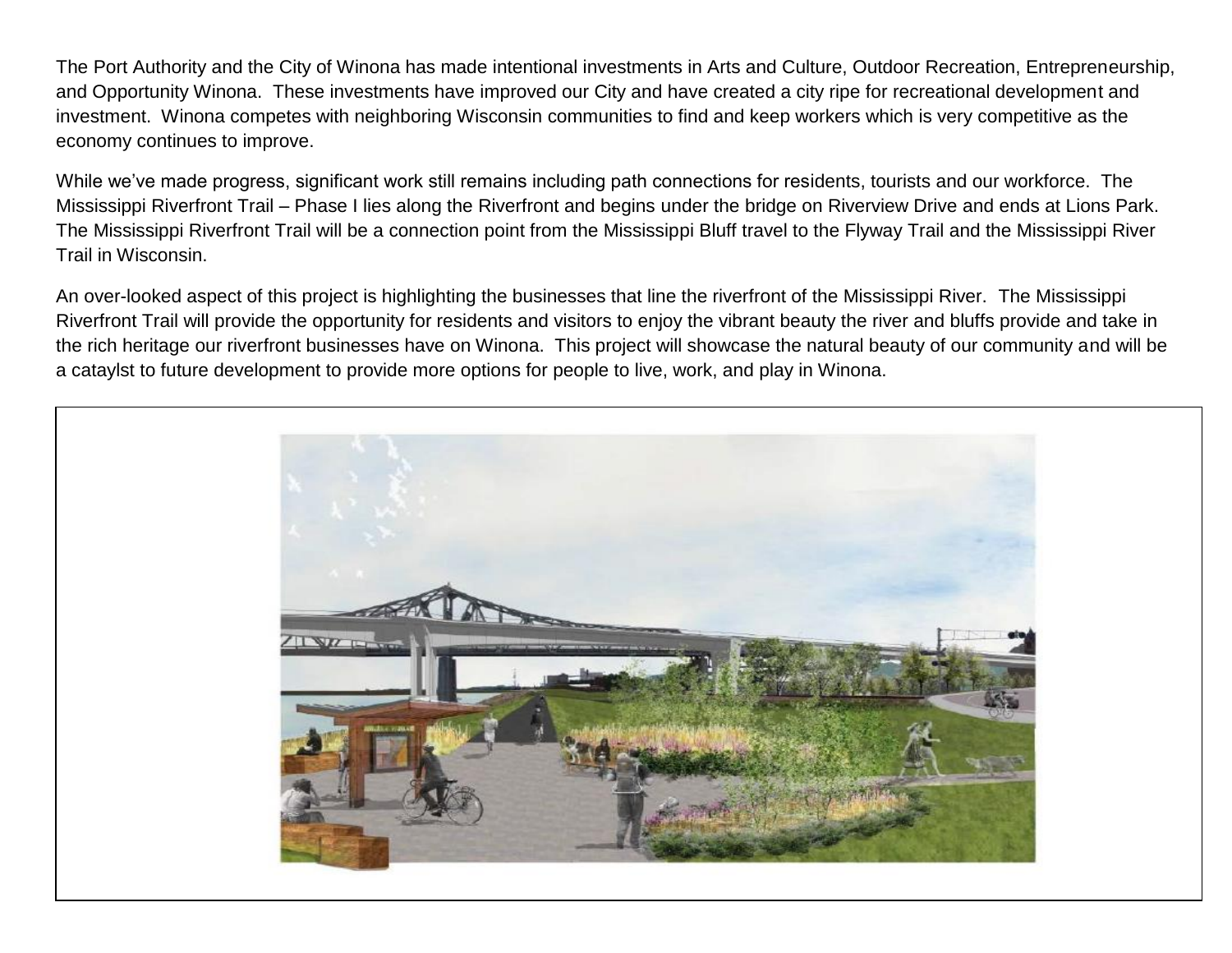The Port Authority and the City of Winona has made intentional investments in Arts and Culture, Outdoor Recreation, Entrepreneurship, and Opportunity Winona. These investments have improved our City and have created a city ripe for recreational development and investment. Winona competes with neighboring Wisconsin communities to find and keep workers which is very competitive as the economy continues to improve.

While we've made progress, significant work still remains including path connections for residents, tourists and our workforce. The Mississippi Riverfront Trail – Phase I lies along the Riverfront and begins under the bridge on Riverview Drive and ends at Lions Park. The Mississippi Riverfront Trail will be a connection point from the Mississippi Bluff travel to the Flyway Trail and the Mississippi River Trail in Wisconsin.

An over-looked aspect of this project is highlighting the businesses that line the riverfront of the Mississippi River. The Mississippi Riverfront Trail will provide the opportunity for residents and visitors to enjoy the vibrant beauty the river and bluffs provide and take in the rich heritage our riverfront businesses have on Winona. This project will showcase the natural beauty of our community and will be a cataylst to future development to provide more options for people to live, work, and play in Winona.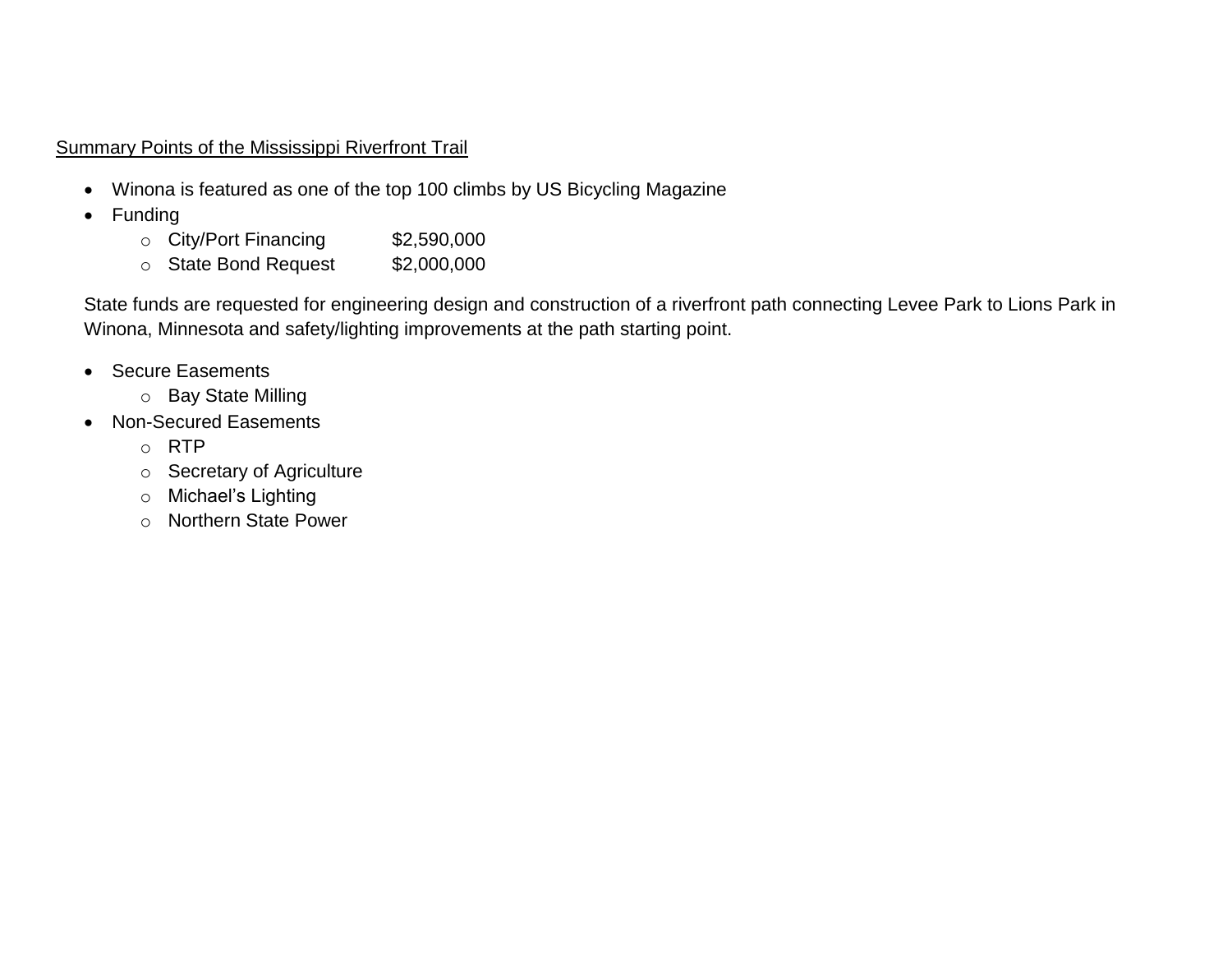Summary Points of the Mississippi Riverfront Trail

- Winona is featured as one of the top 100 climbs by US Bicycling Magazine
- Funding
  - City/Port Financing $2,590,000
  - State Bond Request $2,000,000

State funds are requested for engineering design and construction of a riverfront path connecting Levee Park to Lions Park in Winona, Minnesota and safety/lighting improvements at the path starting point.

- Secure Easements
  - Bay State Milling
- Non-Secured Easements
  - RTP
  - Secretary of Agriculture
  - Michael's Lighting
  - Northern State Power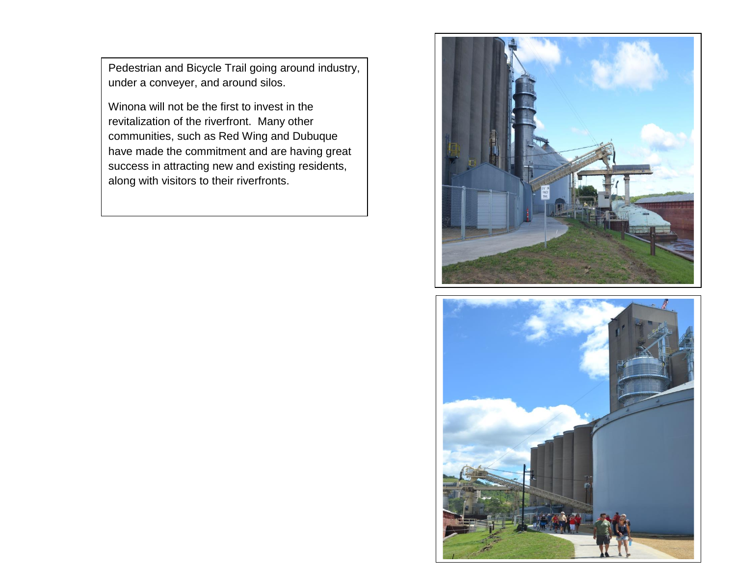Pedestrian and Bicycle Trail going around industry, under a conveyer, and around silos.

Winona will not be the first to invest in the revitalization of the riverfront. Many other communities, such as Red Wing and Dubuque have made the commitment and are having great success in attracting new and existing residents, along with visitors to their riverfronts.